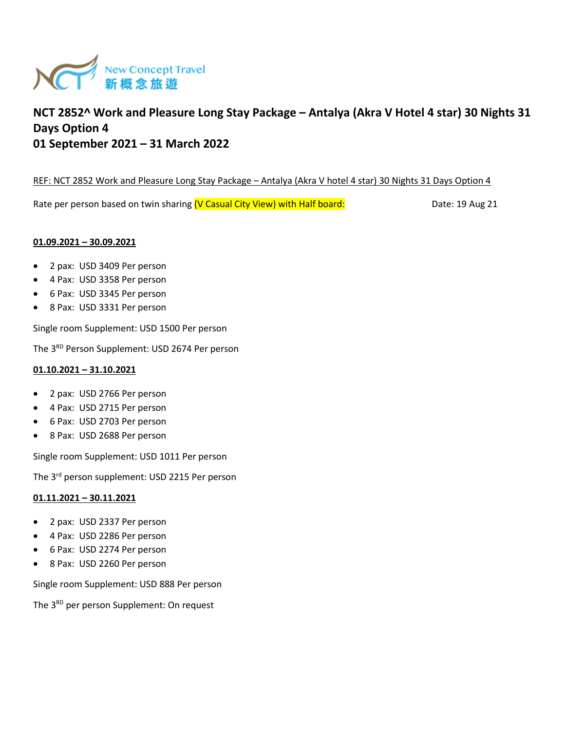New Concept Travel
新概念旅遊

# NCT 2852^ Work and Pleasure Long Stay Package – Antalya (Akra V Hotel 4 star) 30 Nights 31 Days Option 4
# 01 September 2021 – 31 March 2022

REF: NCT 2852 Work and Pleasure Long Stay Package – Antalya (Akra V hotel 4 star) 30 Nights 31 Days Option 4

Rate per person based on twin sharing (V Casual City View) with Half board: Date: 19 Aug 21

**01.09.2021 – 30.09.2021**

- 2 pax: USD 3409 Per person
- 4 Pax: USD 3358 Per person
- 6 Pax: USD 3345 Per person
- 8 Pax: USD 3331 Per person

Single room Supplement: USD 1500 Per person

The 3RD Person Supplement: USD 2674 Per person

**01.10.2021 – 31.10.2021**

- 2 pax: USD 2766 Per person
- 4 Pax: USD 2715 Per person
- 6 Pax: USD 2703 Per person
- 8 Pax: USD 2688 Per person

Single room Supplement: USD 1011 Per person

The 3rd person supplement: USD 2215 Per person

**01.11.2021 – 30.11.2021**

- 2 pax: USD 2337 Per person
- 4 Pax: USD 2286 Per person
- 6 Pax: USD 2274 Per person
- 8 Pax: USD 2260 Per person

Single room Supplement: USD 888 Per person

The 3RD per person Supplement: On request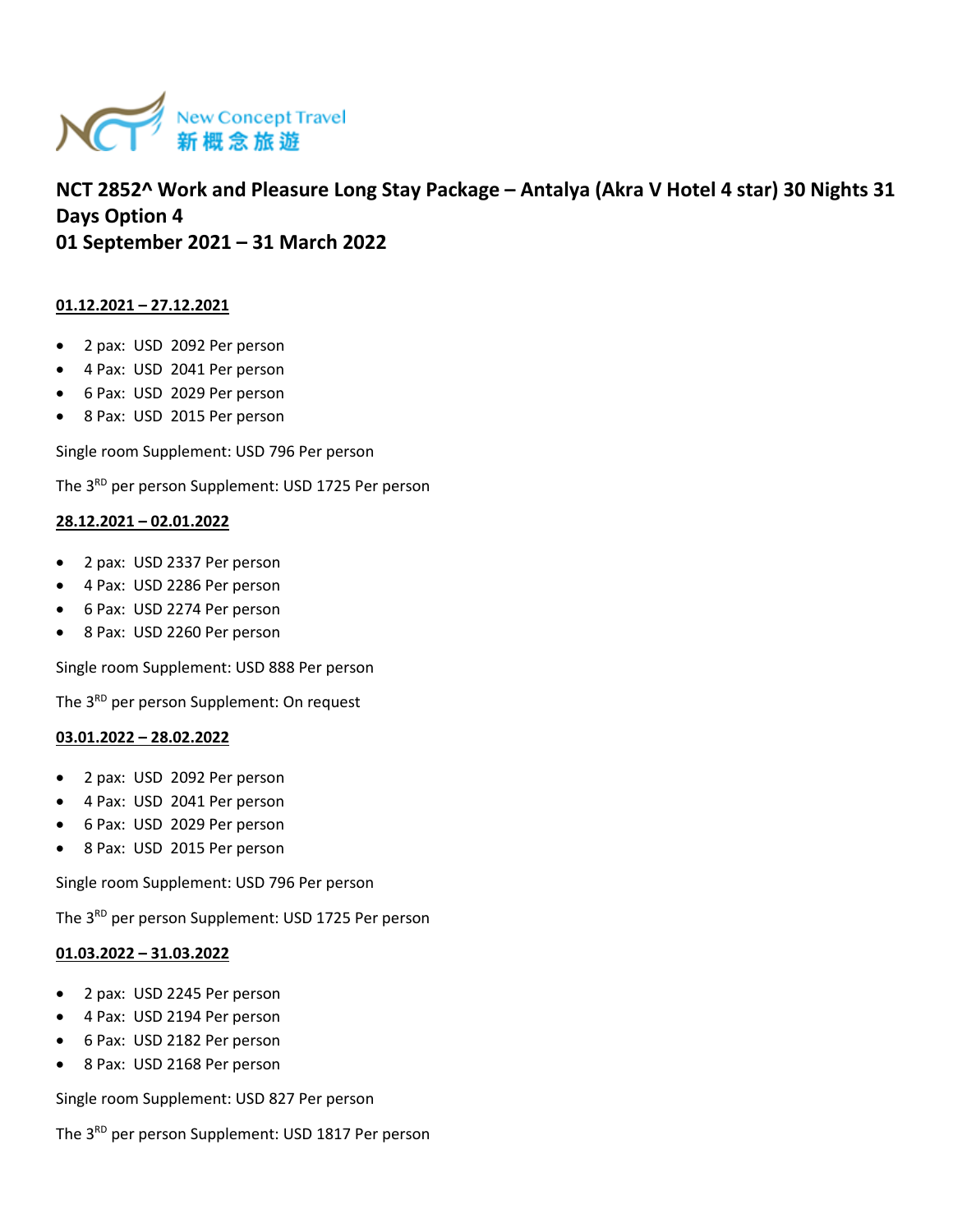New Concept Travel
新概念旅遊

## NCT 2852^ Work and Pleasure Long Stay Package – Antalya (Akra V Hotel 4 star) 30 Nights 31 Days Option 4
## 01 September 2021 – 31 March 2022

**01.12.2021 – 27.12.2021**

- 2 pax: USD 2092 Per person
- 4 Pax: USD 2041 Per person
- 6 Pax: USD 2029 Per person
- 8 Pax: USD 2015 Per person

Single room Supplement: USD 796 Per person

The 3RD per person Supplement: USD 1725 Per person

**28.12.2021 – 02.01.2022**

- 2 pax: USD 2337 Per person
- 4 Pax: USD 2286 Per person
- 6 Pax: USD 2274 Per person
- 8 Pax: USD 2260 Per person

Single room Supplement: USD 888 Per person

The 3RD per person Supplement: On request

**03.01.2022 – 28.02.2022**

- 2 pax: USD 2092 Per person
- 4 Pax: USD 2041 Per person
- 6 Pax: USD 2029 Per person
- 8 Pax: USD 2015 Per person

Single room Supplement: USD 796 Per person

The 3RD per person Supplement: USD 1725 Per person

**01.03.2022 – 31.03.2022**

- 2 pax: USD 2245 Per person
- 4 Pax: USD 2194 Per person
- 6 Pax: USD 2182 Per person
- 8 Pax: USD 2168 Per person

Single room Supplement: USD 827 Per person

The 3RD per person Supplement: USD 1817 Per person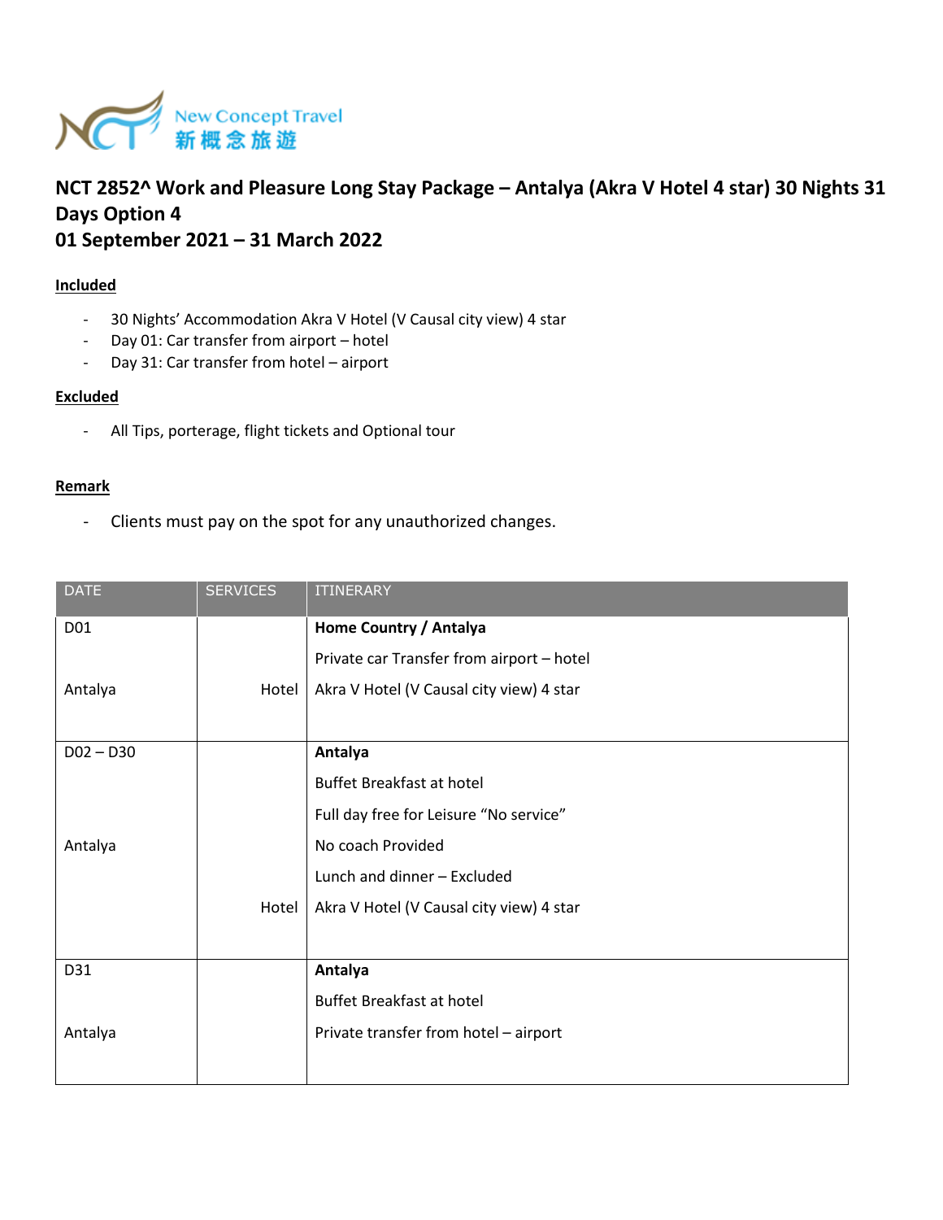New Concept Travel
新概念旅遊

## NCT 2852^ Work and Pleasure Long Stay Package – Antalya (Akra V Hotel 4 star) 30 Nights 31 Days Option 4
## 01 September 2021 – 31 March 2022

**Included**

- 30 Nights' Accommodation Akra V Hotel (V Causal city view) 4 star
- Day 01: Car transfer from airport – hotel
- Day 31: Car transfer from hotel – airport

**Excluded**

- All Tips, porterage, flight tickets and Optional tour

**Remark**

- Clients must pay on the spot for any unauthorized changes.

| DATE | SERVICES | ITINERARY |
|---|---|---|
| D01<br><br>Antalya | <br><br>Hotel | **Home Country / Antalya**<br>Private car Transfer from airport – hotel<br>Akra V Hotel (V Causal city view) 4 star |
| D02 – D30<br><br>Antalya | <br><br><br><br><br>Hotel | **Antalya**<br>Buffet Breakfast at hotel<br>Full day free for Leisure "No service"<br>No coach Provided<br>Lunch and dinner – Excluded<br>Akra V Hotel (V Causal city view) 4 star |
| D31<br><br>Antalya | | **Antalya**<br>Buffet Breakfast at hotel<br>Private transfer from hotel – airport |